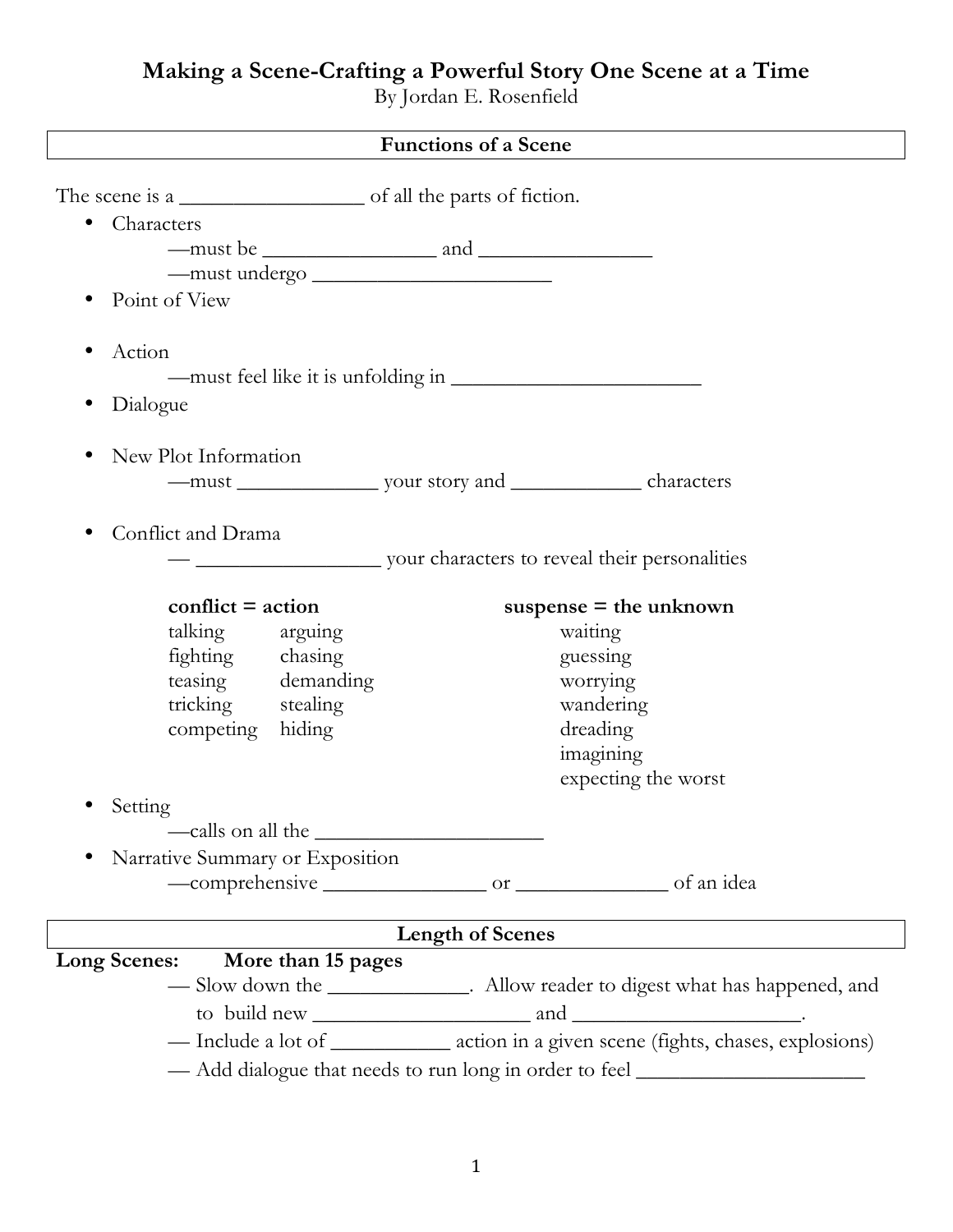# Making a Scene-Crafting a Powerful Story One Scene at a Time

By Jordan E. Rosenfield

## Functions of a Scene

The scene is a _________________ of all the parts of fiction.

- Characters
  - —must be ________________ and ________________
  - —must undergo ______________________
- Point of View
- Action
  - —must feel like it is unfolding in _______________________
- Dialogue
- New Plot Information
  - —must _____________ your story and ____________ characters
- Conflict and Drama
  - — _________________ your characters to reveal their personalities

**conflict = action**

talking, arguing, fighting, chasing, teasing, demanding, tricking, stealing, competing, hiding

**suspense = the unknown**

waiting, guessing, worrying, wandering, dreading, imagining, expecting the worst

- Setting
  - —calls on all the _____________________
- Narrative Summary or Exposition
  - —comprehensive _______________ or ______________ of an idea

## Length of Scenes

**Long Scenes: More than 15 pages**

- — Slow down the _____________. Allow reader to digest what has happened, and to build new ____________________ and _____________________.
- — Include a lot of ___________ action in a given scene (fights, chases, explosions)
- — Add dialogue that needs to run long in order to feel _____________________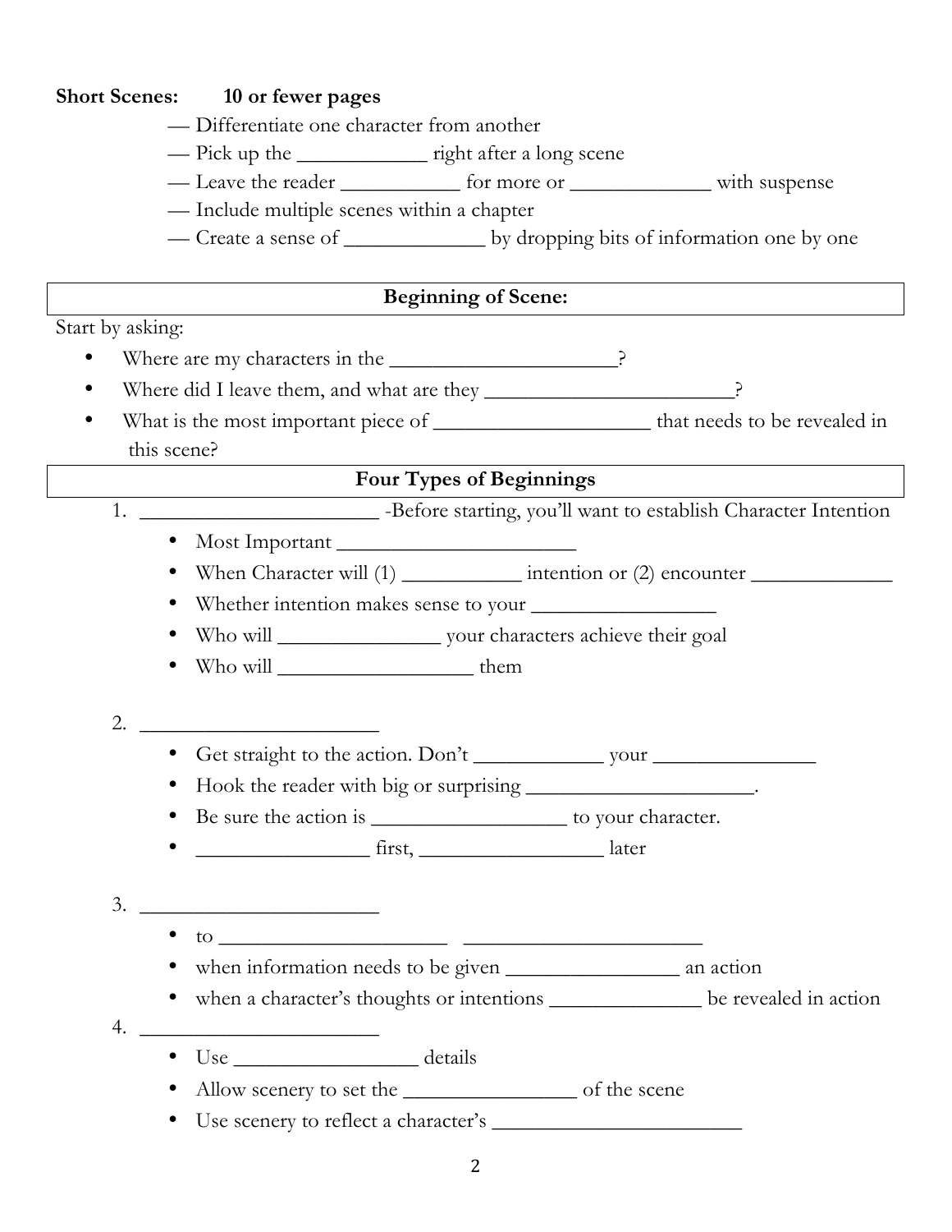**Short Scenes:** **10 or fewer pages**

- — Differentiate one character from another
- — Pick up the ____________ right after a long scene
- — Leave the reader ___________ for more or _____________ with suspense
- — Include multiple scenes within a chapter
- — Create a sense of _____________ by dropping bits of information one by one

## Beginning of Scene:

Start by asking:

- Where are my characters in the _____________________?
- Where did I leave them, and what are they ________________________?
- What is the most important piece of ____________________ that needs to be revealed in this scene?

## Four Types of Beginnings

1. _______________________ -Before starting, you'll want to establish Character Intention
   - Most Important ______________________
   - When Character will (1) ___________ intention or (2) encounter _____________
   - Whether intention makes sense to your _________________
   - Who will _______________ your characters achieve their goal
   - Who will __________________ them

2. _______________________
   - Get straight to the action. Don't ____________ your _______________
   - Hook the reader with big or surprising _____________________.
   - Be sure the action is __________________ to your character.
   - ________________ first, _________________ later

3. _______________________
   - to _____________________ ______________________
   - when information needs to be given ________________ an action
   - when a character's thoughts or intentions ______________ be revealed in action

4. _______________________
   - Use _________________ details
   - Allow scenery to set the ________________ of the scene
   - Use scenery to reflect a character's ________________________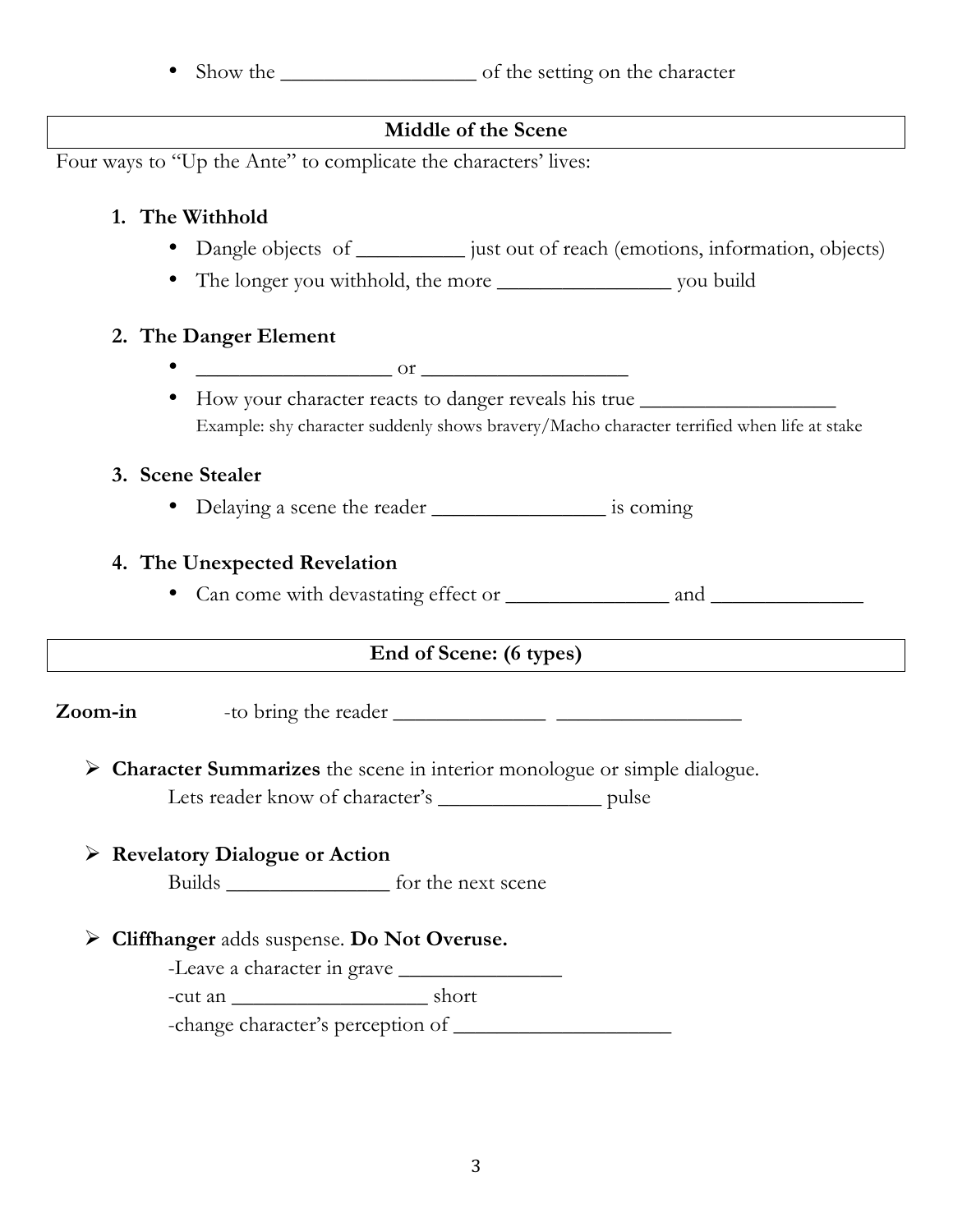- Show the __________________ of the setting on the character

**Middle of the Scene**

Four ways to "Up the Ante" to complicate the characters' lives:

1. **The Withhold**
   - Dangle objects of __________ just out of reach (emotions, information, objects)
   - The longer you withhold, the more ________________ you build

2. **The Danger Element**
   - __________________ or ___________________
   - How your character reacts to danger reveals his true __________________
     Example: shy character suddenly shows bravery/Macho character terrified when life at stake

3. **Scene Stealer**
   - Delaying a scene the reader ________________ is coming

4. **The Unexpected Revelation**
   - Can come with devastating effect or _______________ and ______________

**End of Scene: (6 types)**

**Zoom-in** -to bring the reader ______________ _________________

- **Character Summarizes** the scene in interior monologue or simple dialogue.
  Lets reader know of character's _______________ pulse

- **Revelatory Dialogue or Action**
  Builds _______________ for the next scene

- **Cliffhanger** adds suspense. **Do Not Overuse.**
  -Leave a character in grave _______________
  -cut an __________________ short
  -change character's perception of ____________________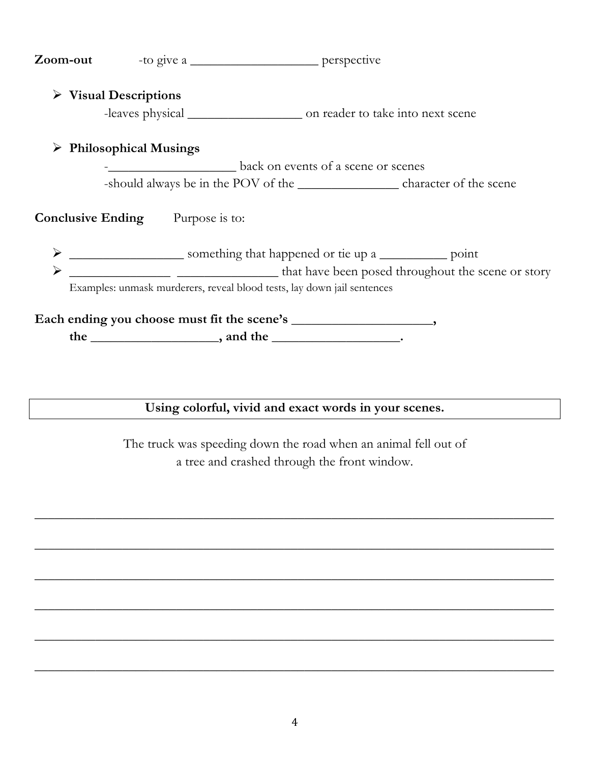**Zoom-out** -to give a ___________________ perspective

- **Visual Descriptions**
  -leaves physical _________________ on reader to take into next scene

- **Philosophical Musings**
  -___________________ back on events of a scene or scenes
  -should always be in the POV of the _______________ character of the scene

**Conclusive Ending** Purpose is to:

- _________________ something that happened or tie up a __________ point
- _______________ _______________ that have been posed throughout the scene or story
  Examples: unmask murderers, reveal blood tests, lay down jail sentences

**Each ending you choose must fit the scene's _____________________, the ___________________, and the ___________________.**

---

**Using colorful, vivid and exact words in your scenes.**

---

The truck was speeding down the road when an animal fell out of a tree and crashed through the front window.

______________________________________________________________________________

______________________________________________________________________________

______________________________________________________________________________

______________________________________________________________________________

______________________________________________________________________________

______________________________________________________________________________